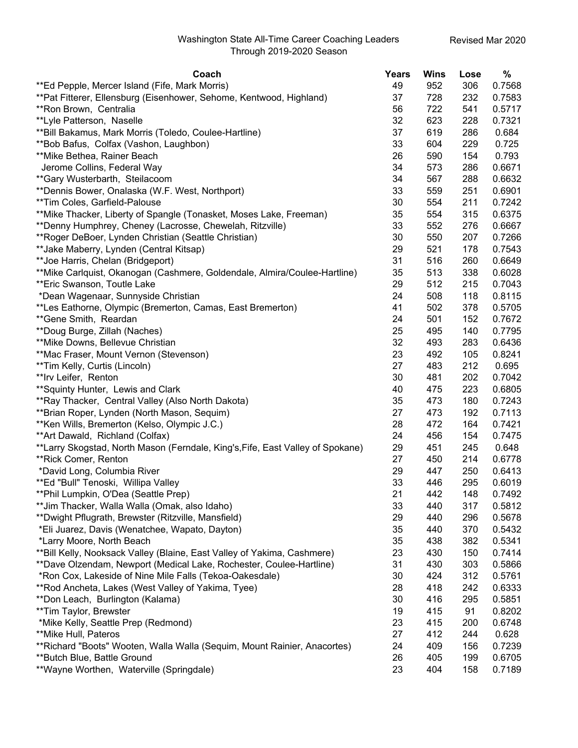# Washington State All-Time Career Coaching Leaders
Through 2019-2020 Season

Revised Mar 2020

| Coach | Years | Wins | Lose | % |
|---|---|---|---|---|
| **Ed Pepple, Mercer Island (Fife, Mark Morris) | 49 | 952 | 306 | 0.7568 |
| **Pat Fitterer, Ellensburg (Eisenhower, Sehome, Kentwood, Highland) | 37 | 728 | 232 | 0.7583 |
| **Ron Brown, Centralia | 56 | 722 | 541 | 0.5717 |
| **Lyle Patterson, Naselle | 32 | 623 | 228 | 0.7321 |
| **Bill Bakamus, Mark Morris (Toledo, Coulee-Hartline) | 37 | 619 | 286 | 0.684 |
| **Bob Bafus, Colfax (Vashon, Laughbon) | 33 | 604 | 229 | 0.725 |
| **Mike Bethea, Rainer Beach | 26 | 590 | 154 | 0.793 |
| Jerome Collins, Federal Way | 34 | 573 | 286 | 0.6671 |
| **Gary Wusterbarth, Steilacoom | 34 | 567 | 288 | 0.6632 |
| **Dennis Bower, Onalaska (W.F. West, Northport) | 33 | 559 | 251 | 0.6901 |
| **Tim Coles, Garfield-Palouse | 30 | 554 | 211 | 0.7242 |
| **Mike Thacker, Liberty of Spangle (Tonasket, Moses Lake, Freeman) | 35 | 554 | 315 | 0.6375 |
| **Denny Humphrey, Cheney (Lacrosse, Chewelah, Ritzville) | 33 | 552 | 276 | 0.6667 |
| **Roger DeBoer, Lynden Christian (Seattle Christian) | 30 | 550 | 207 | 0.7266 |
| **Jake Maberry, Lynden (Central Kitsap) | 29 | 521 | 178 | 0.7543 |
| **Joe Harris, Chelan (Bridgeport) | 31 | 516 | 260 | 0.6649 |
| **Mike Carlquist, Okanogan (Cashmere, Goldendale, Almira/Coulee-Hartline) | 35 | 513 | 338 | 0.6028 |
| **Eric Swanson, Toutle Lake | 29 | 512 | 215 | 0.7043 |
| *Dean Wagenaar, Sunnyside Christian | 24 | 508 | 118 | 0.8115 |
| **Les Eathorne, Olympic (Bremerton, Camas, East Bremerton) | 41 | 502 | 378 | 0.5705 |
| **Gene Smith, Reardan | 24 | 501 | 152 | 0.7672 |
| **Doug Burge, Zillah (Naches) | 25 | 495 | 140 | 0.7795 |
| **Mike Downs, Bellevue Christian | 32 | 493 | 283 | 0.6436 |
| **Mac Fraser, Mount Vernon (Stevenson) | 23 | 492 | 105 | 0.8241 |
| **Tim Kelly, Curtis (Lincoln) | 27 | 483 | 212 | 0.695 |
| **Irv Leifer, Renton | 30 | 481 | 202 | 0.7042 |
| **Squinty Hunter, Lewis and Clark | 40 | 475 | 223 | 0.6805 |
| **Ray Thacker, Central Valley (Also North Dakota) | 35 | 473 | 180 | 0.7243 |
| **Brian Roper, Lynden (North Mason, Sequim) | 27 | 473 | 192 | 0.7113 |
| **Ken Wills, Bremerton (Kelso, Olympic J.C.) | 28 | 472 | 164 | 0.7421 |
| **Art Dawald, Richland (Colfax) | 24 | 456 | 154 | 0.7475 |
| **Larry Skogstad, North Mason (Ferndale, King's,Fife, East Valley of Spokane) | 29 | 451 | 245 | 0.648 |
| **Rick Comer, Renton | 27 | 450 | 214 | 0.6778 |
| *David Long, Columbia River | 29 | 447 | 250 | 0.6413 |
| **Ed "Bull" Tenoski, Willipa Valley | 33 | 446 | 295 | 0.6019 |
| **Phil Lumpkin, O'Dea (Seattle Prep) | 21 | 442 | 148 | 0.7492 |
| **Jim Thacker, Walla Walla (Omak, also Idaho) | 33 | 440 | 317 | 0.5812 |
| **Dwight Pflugrath, Brewster (Ritzville, Mansfield) | 29 | 440 | 296 | 0.5678 |
| *Eli Juarez, Davis (Wenatchee, Wapato, Dayton) | 35 | 440 | 370 | 0.5432 |
| *Larry Moore, North Beach | 35 | 438 | 382 | 0.5341 |
| **Bill Kelly, Nooksack Valley (Blaine, East Valley of Yakima, Cashmere) | 23 | 430 | 150 | 0.7414 |
| **Dave Olzendam, Newport (Medical Lake, Rochester, Coulee-Hartline) | 31 | 430 | 303 | 0.5866 |
| *Ron Cox, Lakeside of Nine Mile Falls (Tekoa-Oakesdale) | 30 | 424 | 312 | 0.5761 |
| **Rod Ancheta, Lakes (West Valley of Yakima, Tyee) | 28 | 418 | 242 | 0.6333 |
| **Don Leach, Burlington (Kalama) | 30 | 416 | 295 | 0.5851 |
| **Tim Taylor, Brewster | 19 | 415 | 91 | 0.8202 |
| *Mike Kelly, Seattle Prep (Redmond) | 23 | 415 | 200 | 0.6748 |
| **Mike Hull, Pateros | 27 | 412 | 244 | 0.628 |
| **Richard "Boots" Wooten, Walla Walla (Sequim, Mount Rainier, Anacortes) | 24 | 409 | 156 | 0.7239 |
| **Butch Blue, Battle Ground | 26 | 405 | 199 | 0.6705 |
| **Wayne Worthen, Waterville (Springdale) | 23 | 404 | 158 | 0.7189 |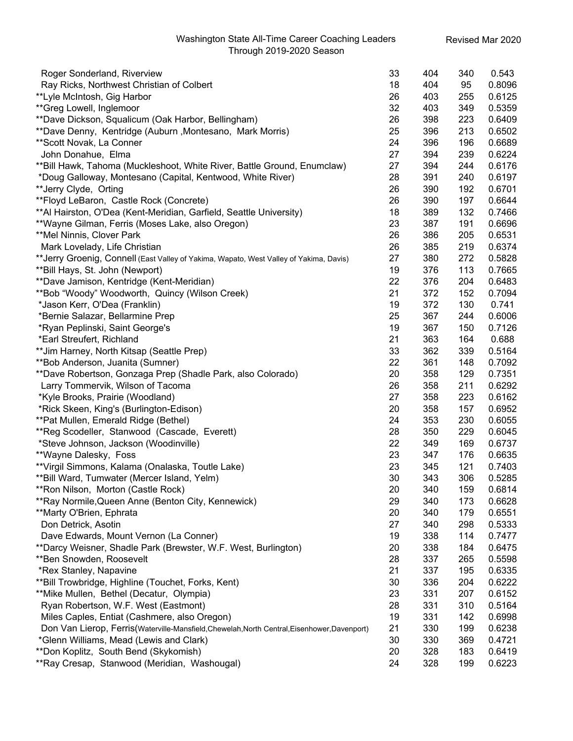| Coach, School | Seasons | Wins | Losses | Pct. |
|---|---|---|---|---|
| Roger Sonderland, Riverview | 33 | 404 | 340 | 0.543 |
| Ray Ricks, Northwest Christian of Colbert | 18 | 404 | 95 | 0.8096 |
| **Lyle McIntosh, Gig Harbor | 26 | 403 | 255 | 0.6125 |
| **Greg Lowell, Inglemoor | 32 | 403 | 349 | 0.5359 |
| **Dave Dickson, Squalicum (Oak Harbor, Bellingham) | 26 | 398 | 223 | 0.6409 |
| **Dave Denny, Kentridge (Auburn ,Montesano, Mark Morris) | 25 | 396 | 213 | 0.6502 |
| **Scott Novak, La Conner | 24 | 396 | 196 | 0.6689 |
| John Donahue, Elma | 27 | 394 | 239 | 0.6224 |
| **Bill Hawk, Tahoma (Muckleshoot, White River, Battle Ground, Enumclaw) | 27 | 394 | 244 | 0.6176 |
| *Doug Galloway, Montesano (Capital, Kentwood, White River) | 28 | 391 | 240 | 0.6197 |
| **Jerry Clyde, Orting | 26 | 390 | 192 | 0.6701 |
| **Floyd LeBaron, Castle Rock (Concrete) | 26 | 390 | 197 | 0.6644 |
| **Al Hairston, O'Dea (Kent-Meridian, Garfield, Seattle University) | 18 | 389 | 132 | 0.7466 |
| **Wayne Gilman, Ferris (Moses Lake, also Oregon) | 23 | 387 | 191 | 0.6696 |
| **Mel Ninnis, Clover Park | 26 | 386 | 205 | 0.6531 |
| Mark Lovelady, Life Christian | 26 | 385 | 219 | 0.6374 |
| **Jerry Groenig, Connell (East Valley of Yakima, Wapato, West Valley of Yakima, Davis) | 27 | 380 | 272 | 0.5828 |
| **Bill Hays, St. John (Newport) | 19 | 376 | 113 | 0.7665 |
| **Dave Jamison, Kentridge (Kent-Meridian) | 22 | 376 | 204 | 0.6483 |
| **Bob "Woody" Woodworth, Quincy (Wilson Creek) | 21 | 372 | 152 | 0.7094 |
| *Jason Kerr, O'Dea (Franklin) | 19 | 372 | 130 | 0.741 |
| *Bernie Salazar, Bellarmine Prep | 25 | 367 | 244 | 0.6006 |
| *Ryan Peplinski, Saint George's | 19 | 367 | 150 | 0.7126 |
| *Earl Streufert, Richland | 21 | 363 | 164 | 0.688 |
| **Jim Harney, North Kitsap (Seattle Prep) | 33 | 362 | 339 | 0.5164 |
| **Bob Anderson, Juanita (Sumner) | 22 | 361 | 148 | 0.7092 |
| **Dave Robertson, Gonzaga Prep (Shadle Park, also Colorado) | 20 | 358 | 129 | 0.7351 |
| Larry Tommervik, Wilson of Tacoma | 26 | 358 | 211 | 0.6292 |
| *Kyle Brooks, Prairie (Woodland) | 27 | 358 | 223 | 0.6162 |
| *Rick Skeen, King's (Burlington-Edison) | 20 | 358 | 157 | 0.6952 |
| **Pat Mullen, Emerald Ridge (Bethel) | 24 | 353 | 230 | 0.6055 |
| **Reg Scodeller, Stanwood (Cascade, Everett) | 28 | 350 | 229 | 0.6045 |
| *Steve Johnson, Jackson (Woodinville) | 22 | 349 | 169 | 0.6737 |
| **Wayne Dalesky, Foss | 23 | 347 | 176 | 0.6635 |
| **Virgil Simmons, Kalama (Onalaska, Toutle Lake) | 23 | 345 | 121 | 0.7403 |
| **Bill Ward, Tumwater (Mercer Island, Yelm) | 30 | 343 | 306 | 0.5285 |
| **Ron Nilson, Morton (Castle Rock) | 20 | 340 | 159 | 0.6814 |
| **Ray Normile,Queen Anne (Benton City, Kennewick) | 29 | 340 | 173 | 0.6628 |
| **Marty O'Brien, Ephrata | 20 | 340 | 179 | 0.6551 |
| Don Detrick, Asotin | 27 | 340 | 298 | 0.5333 |
| Dave Edwards, Mount Vernon (La Conner) | 19 | 338 | 114 | 0.7477 |
| **Darcy Weisner, Shadle Park (Brewster, W.F. West, Burlington) | 20 | 338 | 184 | 0.6475 |
| **Ben Snowden, Roosevelt | 28 | 337 | 265 | 0.5598 |
| *Rex Stanley, Napavine | 21 | 337 | 195 | 0.6335 |
| **Bill Trowbridge, Highline (Touchet, Forks, Kent) | 30 | 336 | 204 | 0.6222 |
| **Mike Mullen, Bethel (Decatur, Olympia) | 23 | 331 | 207 | 0.6152 |
| Ryan Robertson, W.F. West (Eastmont) | 28 | 331 | 310 | 0.5164 |
| Miles Caples, Entiat (Cashmere, also Oregon) | 19 | 331 | 142 | 0.6998 |
| Don Van Lierop, Ferris(Waterville-Mansfield,Chewelah,North Central,Eisenhower,Davenport) | 21 | 330 | 199 | 0.6238 |
| *Glenn Williams, Mead (Lewis and Clark) | 30 | 330 | 369 | 0.4721 |
| **Don Koplitz, South Bend (Skykomish) | 20 | 328 | 183 | 0.6419 |
| **Ray Cresap, Stanwood (Meridian, Washougal) | 24 | 328 | 199 | 0.6223 |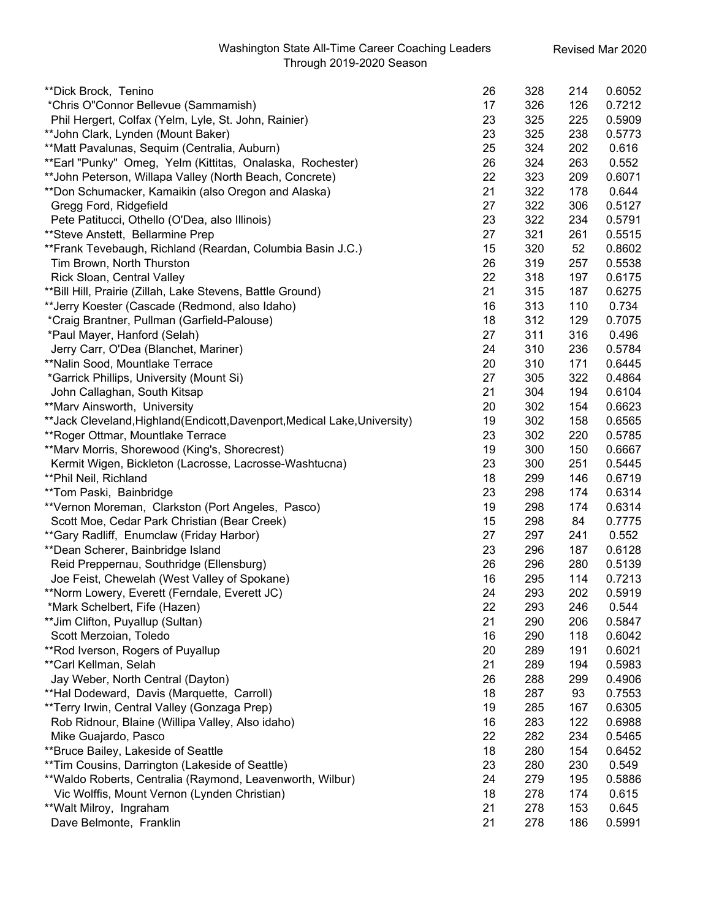Washington State All-Time Career Coaching Leaders
Through 2019-2020 Season

Revised Mar 2020

| | | | | |
|---|---|---|---|---|
| **Dick Brock, Tenino | 26 | 328 | 214 | 0.6052 |
| *Chris O"Connor Bellevue (Sammamish) | 17 | 326 | 126 | 0.7212 |
| Phil Hergert, Colfax (Yelm, Lyle, St. John, Rainier) | 23 | 325 | 225 | 0.5909 |
| **John Clark, Lynden (Mount Baker) | 23 | 325 | 238 | 0.5773 |
| **Matt Pavalunas, Sequim (Centralia, Auburn) | 25 | 324 | 202 | 0.616 |
| **Earl "Punky" Omeg, Yelm (Kittitas, Onalaska, Rochester) | 26 | 324 | 263 | 0.552 |
| **John Peterson, Willapa Valley (North Beach, Concrete) | 22 | 323 | 209 | 0.6071 |
| **Don Schumacker, Kamaikin (also Oregon and Alaska) | 21 | 322 | 178 | 0.644 |
| Gregg Ford, Ridgefield | 27 | 322 | 306 | 0.5127 |
| Pete Patitucci, Othello (O'Dea, also Illinois) | 23 | 322 | 234 | 0.5791 |
| **Steve Anstett, Bellarmine Prep | 27 | 321 | 261 | 0.5515 |
| **Frank Tevebaugh, Richland (Reardan, Columbia Basin J.C.) | 15 | 320 | 52 | 0.8602 |
| Tim Brown, North Thurston | 26 | 319 | 257 | 0.5538 |
| Rick Sloan, Central Valley | 22 | 318 | 197 | 0.6175 |
| **Bill Hill, Prairie (Zillah, Lake Stevens, Battle Ground) | 21 | 315 | 187 | 0.6275 |
| **Jerry Koester (Cascade (Redmond, also Idaho) | 16 | 313 | 110 | 0.734 |
| *Craig Brantner, Pullman (Garfield-Palouse) | 18 | 312 | 129 | 0.7075 |
| *Paul Mayer, Hanford (Selah) | 27 | 311 | 316 | 0.496 |
| Jerry Carr, O'Dea (Blanchet, Mariner) | 24 | 310 | 236 | 0.5784 |
| **Nalin Sood, Mountlake Terrace | 20 | 310 | 171 | 0.6445 |
| *Garrick Phillips, University (Mount Si) | 27 | 305 | 322 | 0.4864 |
| John Callaghan, South Kitsap | 21 | 304 | 194 | 0.6104 |
| **Marv Ainsworth, University | 20 | 302 | 154 | 0.6623 |
| **Jack Cleveland,Highland(Endicott,Davenport,Medical Lake,University) | 19 | 302 | 158 | 0.6565 |
| **Roger Ottmar, Mountlake Terrace | 23 | 302 | 220 | 0.5785 |
| **Marv Morris, Shorewood (King's, Shorecrest) | 19 | 300 | 150 | 0.6667 |
| Kermit Wigen, Bickleton (Lacrosse, Lacrosse-Washtucna) | 23 | 300 | 251 | 0.5445 |
| **Phil Neil, Richland | 18 | 299 | 146 | 0.6719 |
| **Tom Paski, Bainbridge | 23 | 298 | 174 | 0.6314 |
| **Vernon Moreman, Clarkston (Port Angeles, Pasco) | 19 | 298 | 174 | 0.6314 |
| Scott Moe, Cedar Park Christian (Bear Creek) | 15 | 298 | 84 | 0.7775 |
| **Gary Radliff, Enumclaw (Friday Harbor) | 27 | 297 | 241 | 0.552 |
| **Dean Scherer, Bainbridge Island | 23 | 296 | 187 | 0.6128 |
| Reid Preppernau, Southridge (Ellensburg) | 26 | 296 | 280 | 0.5139 |
| Joe Feist, Chewelah (West Valley of Spokane) | 16 | 295 | 114 | 0.7213 |
| **Norm Lowery, Everett (Ferndale, Everett JC) | 24 | 293 | 202 | 0.5919 |
| *Mark Schelbert, Fife (Hazen) | 22 | 293 | 246 | 0.544 |
| **Jim Clifton, Puyallup (Sultan) | 21 | 290 | 206 | 0.5847 |
| Scott Merzoian, Toledo | 16 | 290 | 118 | 0.6042 |
| **Rod Iverson, Rogers of Puyallup | 20 | 289 | 191 | 0.6021 |
| **Carl Kellman, Selah | 21 | 289 | 194 | 0.5983 |
| Jay Weber, North Central (Dayton) | 26 | 288 | 299 | 0.4906 |
| **Hal Dodeward, Davis (Marquette, Carroll) | 18 | 287 | 93 | 0.7553 |
| **Terry Irwin, Central Valley (Gonzaga Prep) | 19 | 285 | 167 | 0.6305 |
| Rob Ridnour, Blaine (Willipa Valley, Also idaho) | 16 | 283 | 122 | 0.6988 |
| Mike Guajardo, Pasco | 22 | 282 | 234 | 0.5465 |
| **Bruce Bailey, Lakeside of Seattle | 18 | 280 | 154 | 0.6452 |
| **Tim Cousins, Darrington (Lakeside of Seattle) | 23 | 280 | 230 | 0.549 |
| **Waldo Roberts, Centralia (Raymond, Leavenworth, Wilbur) | 24 | 279 | 195 | 0.5886 |
| Vic Wolffis, Mount Vernon (Lynden Christian) | 18 | 278 | 174 | 0.615 |
| **Walt Milroy, Ingraham | 21 | 278 | 153 | 0.645 |
| Dave Belmonte, Franklin | 21 | 278 | 186 | 0.5991 |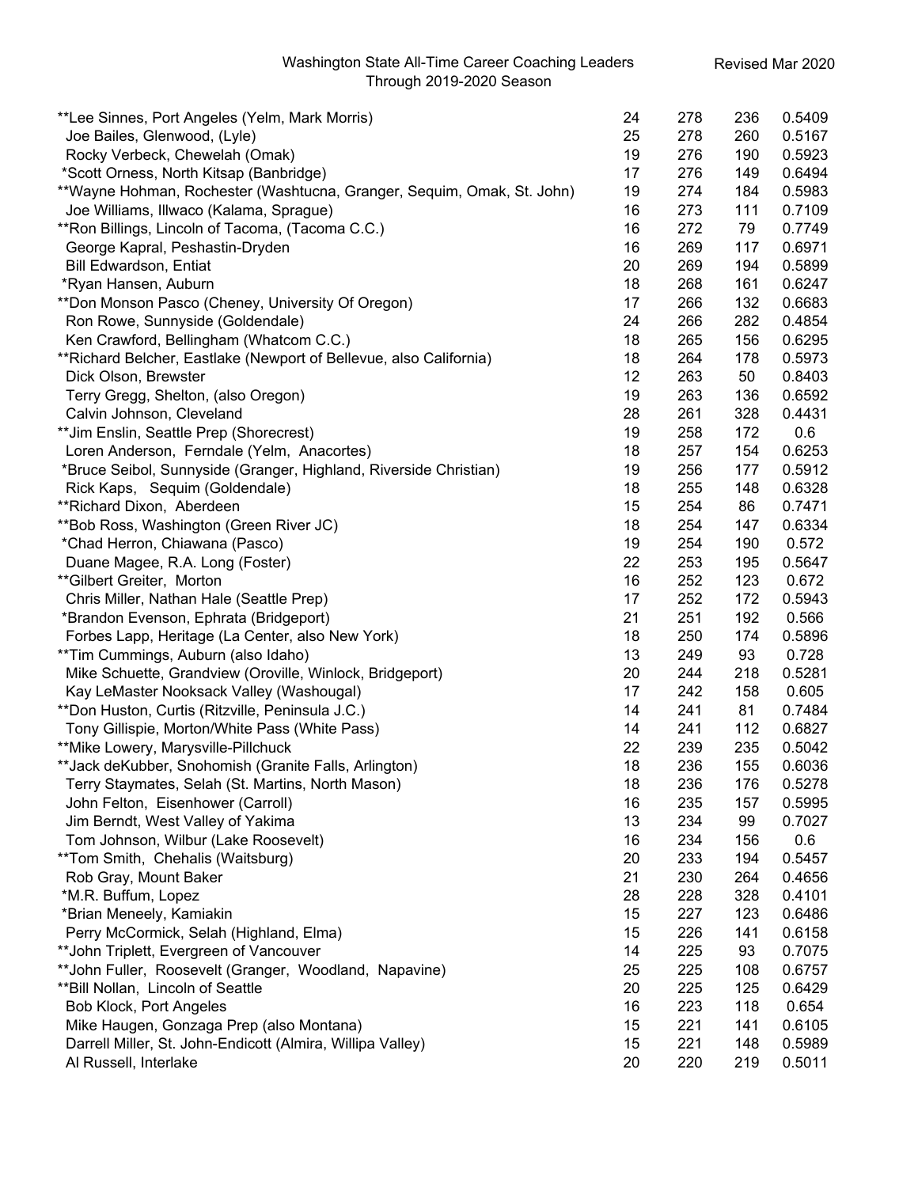Washington State All-Time Career Coaching Leaders
Through 2019-2020 Season

Revised Mar 2020

| Coach | | | | |
|---|---|---|---|---|
| **Lee Sinnes, Port Angeles (Yelm, Mark Morris) | 24 | 278 | 236 | 0.5409 |
| Joe Bailes, Glenwood, (Lyle) | 25 | 278 | 260 | 0.5167 |
| Rocky Verbeck, Chewelah (Omak) | 19 | 276 | 190 | 0.5923 |
| *Scott Orness, North Kitsap (Banbridge) | 17 | 276 | 149 | 0.6494 |
| **Wayne Hohman, Rochester (Washtucna, Granger, Sequim, Omak, St. John) | 19 | 274 | 184 | 0.5983 |
| Joe Williams, Illwaco (Kalama, Sprague) | 16 | 273 | 111 | 0.7109 |
| **Ron Billings, Lincoln of Tacoma, (Tacoma C.C.) | 16 | 272 | 79 | 0.7749 |
| George Kapral, Peshastin-Dryden | 16 | 269 | 117 | 0.6971 |
| Bill Edwardson, Entiat | 20 | 269 | 194 | 0.5899 |
| *Ryan Hansen, Auburn | 18 | 268 | 161 | 0.6247 |
| **Don Monson Pasco (Cheney, University Of Oregon) | 17 | 266 | 132 | 0.6683 |
| Ron Rowe, Sunnyside (Goldendale) | 24 | 266 | 282 | 0.4854 |
| Ken Crawford, Bellingham (Whatcom C.C.) | 18 | 265 | 156 | 0.6295 |
| **Richard Belcher, Eastlake (Newport of Bellevue, also California) | 18 | 264 | 178 | 0.5973 |
| Dick Olson, Brewster | 12 | 263 | 50 | 0.8403 |
| Terry Gregg, Shelton, (also Oregon) | 19 | 263 | 136 | 0.6592 |
| Calvin Johnson, Cleveland | 28 | 261 | 328 | 0.4431 |
| **Jim Enslin, Seattle Prep (Shorecrest) | 19 | 258 | 172 | 0.6 |
| Loren Anderson, Ferndale (Yelm, Anacortes) | 18 | 257 | 154 | 0.6253 |
| *Bruce Seibol, Sunnyside (Granger, Highland, Riverside Christian) | 19 | 256 | 177 | 0.5912 |
| Rick Kaps, Sequim (Goldendale) | 18 | 255 | 148 | 0.6328 |
| **Richard Dixon, Aberdeen | 15 | 254 | 86 | 0.7471 |
| **Bob Ross, Washington (Green River JC) | 18 | 254 | 147 | 0.6334 |
| *Chad Herron, Chiawana (Pasco) | 19 | 254 | 190 | 0.572 |
| Duane Magee, R.A. Long (Foster) | 22 | 253 | 195 | 0.5647 |
| **Gilbert Greiter, Morton | 16 | 252 | 123 | 0.672 |
| Chris Miller, Nathan Hale (Seattle Prep) | 17 | 252 | 172 | 0.5943 |
| *Brandon Evenson, Ephrata (Bridgeport) | 21 | 251 | 192 | 0.566 |
| Forbes Lapp, Heritage (La Center, also New York) | 18 | 250 | 174 | 0.5896 |
| **Tim Cummings, Auburn (also Idaho) | 13 | 249 | 93 | 0.728 |
| Mike Schuette, Grandview (Oroville, Winlock, Bridgeport) | 20 | 244 | 218 | 0.5281 |
| Kay LeMaster Nooksack Valley (Washougal) | 17 | 242 | 158 | 0.605 |
| **Don Huston, Curtis (Ritzville, Peninsula J.C.) | 14 | 241 | 81 | 0.7484 |
| Tony Gillispie, Morton/White Pass (White Pass) | 14 | 241 | 112 | 0.6827 |
| **Mike Lowery, Marysville-Pillchuck | 22 | 239 | 235 | 0.5042 |
| **Jack deKubber, Snohomish (Granite Falls, Arlington) | 18 | 236 | 155 | 0.6036 |
| Terry Staymates, Selah (St. Martins, North Mason) | 18 | 236 | 176 | 0.5278 |
| John Felton, Eisenhower (Carroll) | 16 | 235 | 157 | 0.5995 |
| Jim Berndt, West Valley of Yakima | 13 | 234 | 99 | 0.7027 |
| Tom Johnson, Wilbur (Lake Roosevelt) | 16 | 234 | 156 | 0.6 |
| **Tom Smith, Chehalis (Waitsburg) | 20 | 233 | 194 | 0.5457 |
| Rob Gray, Mount Baker | 21 | 230 | 264 | 0.4656 |
| *M.R. Buffum, Lopez | 28 | 228 | 328 | 0.4101 |
| *Brian Meneely, Kamiakin | 15 | 227 | 123 | 0.6486 |
| Perry McCormick, Selah (Highland, Elma) | 15 | 226 | 141 | 0.6158 |
| **John Triplett, Evergreen of Vancouver | 14 | 225 | 93 | 0.7075 |
| **John Fuller, Roosevelt (Granger, Woodland, Napavine) | 25 | 225 | 108 | 0.6757 |
| **Bill Nollan, Lincoln of Seattle | 20 | 225 | 125 | 0.6429 |
| Bob Klock, Port Angeles | 16 | 223 | 118 | 0.654 |
| Mike Haugen, Gonzaga Prep (also Montana) | 15 | 221 | 141 | 0.6105 |
| Darrell Miller, St. John-Endicott (Almira, Willipa Valley) | 15 | 221 | 148 | 0.5989 |
| Al Russell, Interlake | 20 | 220 | 219 | 0.5011 |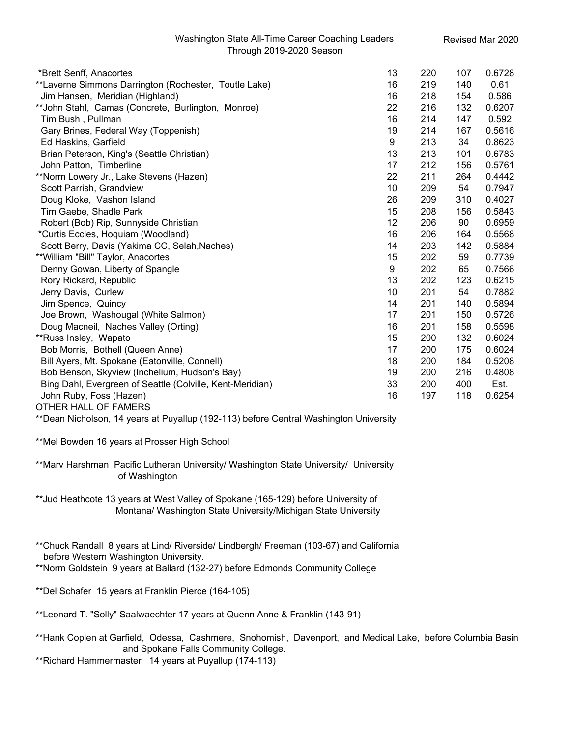Washington State All-Time Career Coaching Leaders
Through 2019-2020 Season

Revised Mar 2020

| | | | | |
|---|---|---|---|---|
| *Brett Senff, Anacortes | 13 | 220 | 107 | 0.6728 |
| **Laverne Simmons Darrington (Rochester, Toutle Lake) | 16 | 219 | 140 | 0.61 |
| Jim Hansen, Meridian (Highland) | 16 | 218 | 154 | 0.586 |
| **John Stahl, Camas (Concrete, Burlington, Monroe) | 22 | 216 | 132 | 0.6207 |
| Tim Bush , Pullman | 16 | 214 | 147 | 0.592 |
| Gary Brines, Federal Way (Toppenish) | 19 | 214 | 167 | 0.5616 |
| Ed Haskins, Garfield | 9 | 213 | 34 | 0.8623 |
| Brian Peterson, King's (Seattle Christian) | 13 | 213 | 101 | 0.6783 |
| John Patton, Timberline | 17 | 212 | 156 | 0.5761 |
| **Norm Lowery Jr., Lake Stevens (Hazen) | 22 | 211 | 264 | 0.4442 |
| Scott Parrish, Grandview | 10 | 209 | 54 | 0.7947 |
| Doug Kloke, Vashon Island | 26 | 209 | 310 | 0.4027 |
| Tim Gaebe, Shadle Park | 15 | 208 | 156 | 0.5843 |
| Robert (Bob) Rip, Sunnyside Christian | 12 | 206 | 90 | 0.6959 |
| *Curtis Eccles, Hoquiam (Woodland) | 16 | 206 | 164 | 0.5568 |
| Scott Berry, Davis (Yakima CC, Selah,Naches) | 14 | 203 | 142 | 0.5884 |
| **William "Bill" Taylor, Anacortes | 15 | 202 | 59 | 0.7739 |
| Denny Gowan, Liberty of Spangle | 9 | 202 | 65 | 0.7566 |
| Rory Rickard, Republic | 13 | 202 | 123 | 0.6215 |
| Jerry Davis, Curlew | 10 | 201 | 54 | 0.7882 |
| Jim Spence, Quincy | 14 | 201 | 140 | 0.5894 |
| Joe Brown, Washougal (White Salmon) | 17 | 201 | 150 | 0.5726 |
| Doug Macneil, Naches Valley (Orting) | 16 | 201 | 158 | 0.5598 |
| **Russ Insley, Wapato | 15 | 200 | 132 | 0.6024 |
| Bob Morris, Bothell (Queen Anne) | 17 | 200 | 175 | 0.6024 |
| Bill Ayers, Mt. Spokane (Eatonville, Connell) | 18 | 200 | 184 | 0.5208 |
| Bob Benson, Skyview (Inchelium, Hudson's Bay) | 19 | 200 | 216 | 0.4808 |
| Bing Dahl, Evergreen of Seattle (Colville, Kent-Meridian) | 33 | 200 | 400 | Est. |
| John Ruby, Foss (Hazen) | 16 | 197 | 118 | 0.6254 |

OTHER HALL OF FAMERS

**Dean Nicholson, 14 years at Puyallup (192-113) before Central Washington University

**Mel Bowden 16 years at Prosser High School

**Marv Harshman Pacific Lutheran University/ Washington State University/ University of Washington

**Jud Heathcote 13 years at West Valley of Spokane (165-129) before University of Montana/ Washington State University/Michigan State University

**Chuck Randall 8 years at Lind/ Riverside/ Lindbergh/ Freeman (103-67) and California before Western Washington University.

**Norm Goldstein 9 years at Ballard (132-27) before Edmonds Community College

**Del Schafer 15 years at Franklin Pierce (164-105)

**Leonard T. "Solly" Saalwaechter 17 years at Quenn Anne & Franklin (143-91)

**Hank Coplen at Garfield, Odessa, Cashmere, Snohomish, Davenport, and Medical Lake, before Columbia Basin and Spokane Falls Community College.

**Richard Hammermaster 14 years at Puyallup (174-113)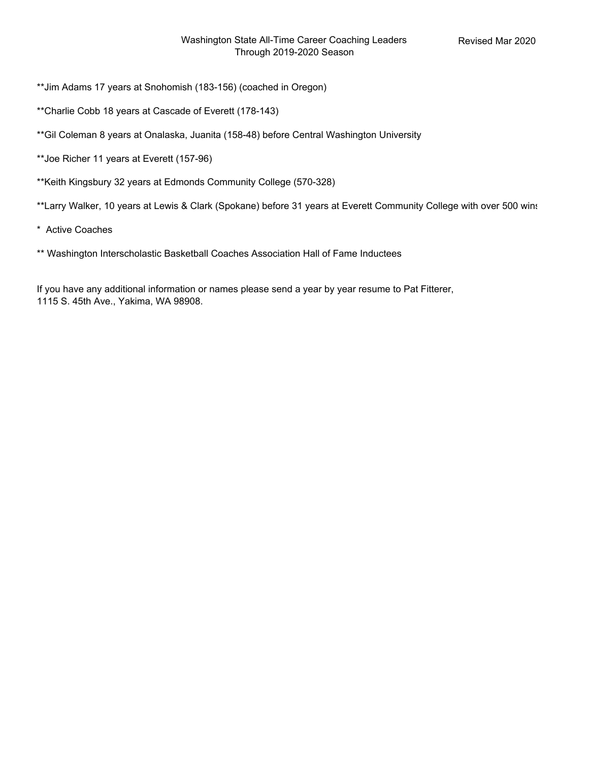**Jim Adams 17 years at Snohomish (183-156) (coached in Oregon)

**Charlie Cobb 18 years at Cascade of Everett (178-143)

**Gil Coleman 8 years at Onalaska, Juanita (158-48) before Central Washington University

**Joe Richer 11 years at Everett (157-96)

**Keith Kingsbury 32 years at Edmonds Community College (570-328)

**Larry Walker, 10 years at Lewis & Clark (Spokane) before 31 years at Everett Community College with over 500 wins

* Active Coaches

** Washington Interscholastic Basketball Coaches Association Hall of Fame Inductees

If you have any additional information or names please send a year by year resume to Pat Fitterer,
1115 S. 45th Ave., Yakima, WA 98908.